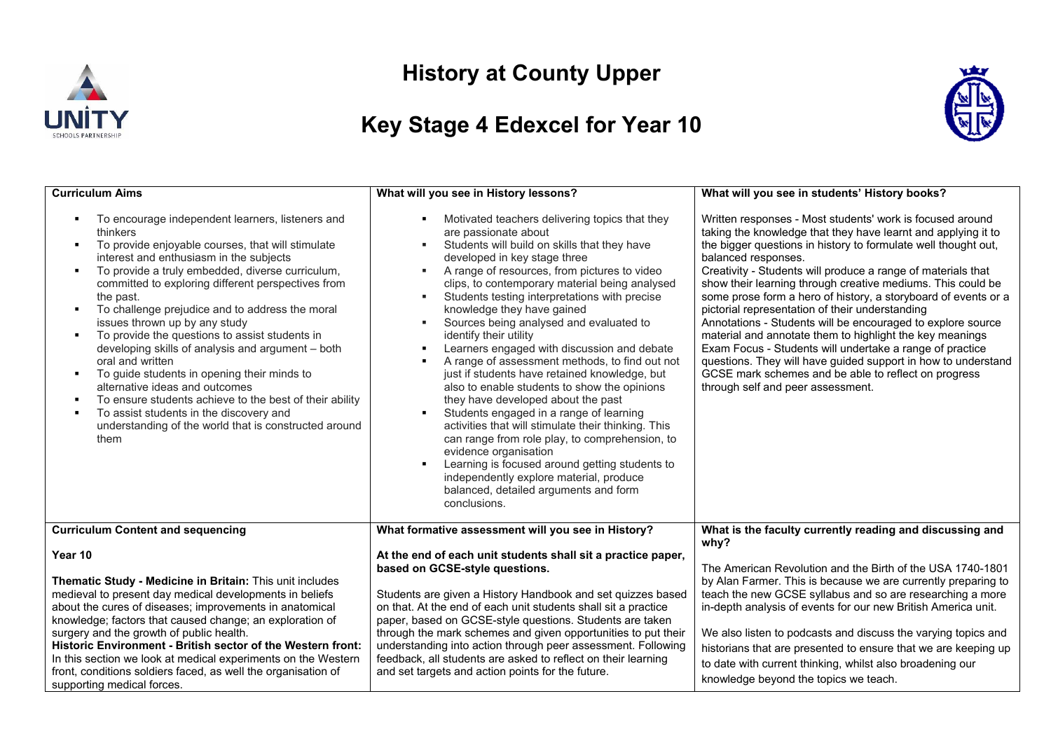# History at County Upper

## Key Stage 4 Edexcel for Year 10

### Curriculum Aims

- To encourage independent learners, listeners and thinkers
- To provide enjoyable courses, that will stimulate interest and enthusiasm in the subjects
- To provide a truly embedded, diverse curriculum, committed to exploring different perspectives from the past.
- To challenge prejudice and to address the moral issues thrown up by any study
- To provide the questions to assist students in developing skills of analysis and argument – both oral and written
- To guide students in opening their minds to alternative ideas and outcomes
- To ensure students achieve to the best of their ability
- To assist students in the discovery and understanding of the world that is constructed around them

### What will you see in History lessons?

- Motivated teachers delivering topics that they are passionate about
- Students will build on skills that they have developed in key stage three
- A range of resources, from pictures to video clips, to contemporary material being analysed
- Students testing interpretations with precise knowledge they have gained
- Sources being analysed and evaluated to identify their utility
- Learners engaged with discussion and debate
- A range of assessment methods, to find out not just if students have retained knowledge, but also to enable students to show the opinions they have developed about the past
- Students engaged in a range of learning activities that will stimulate their thinking. This can range from role play, to comprehension, to evidence organisation
- Learning is focused around getting students to independently explore material, produce balanced, detailed arguments and form conclusions.

### What will you see in students' History books?

Written responses - Most students' work is focused around taking the knowledge that they have learnt and applying it to the bigger questions in history to formulate well thought out, balanced responses.
Creativity - Students will produce a range of materials that show their learning through creative mediums. This could be some prose form a hero of history, a storyboard of events or a pictorial representation of their understanding
Annotations - Students will be encouraged to explore source material and annotate them to highlight the key meanings
Exam Focus - Students will undertake a range of practice questions. They will have guided support in how to understand GCSE mark schemes and be able to reflect on progress through self and peer assessment.

### Curriculum Content and sequencing

**Year 10**

**Thematic Study - Medicine in Britain:** This unit includes medieval to present day medical developments in beliefs about the cures of diseases; improvements in anatomical knowledge; factors that caused change; an exploration of surgery and the growth of public health.
**Historic Environment - British sector of the Western front:** In this section we look at medical experiments on the Western front, conditions soldiers faced, as well the organisation of supporting medical forces.

### What formative assessment will you see in History?

**At the end of each unit students shall sit a practice paper, based on GCSE-style questions.**

Students are given a History Handbook and set quizzes based on that. At the end of each unit students shall sit a practice paper, based on GCSE-style questions. Students are taken through the mark schemes and given opportunities to put their understanding into action through peer assessment. Following feedback, all students are asked to reflect on their learning and set targets and action points for the future.

### What is the faculty currently reading and discussing and why?

The American Revolution and the Birth of the USA 1740-1801 by Alan Farmer. This is because we are currently preparing to teach the new GCSE syllabus and so are researching a more in-depth analysis of events for our new British America unit.

We also listen to podcasts and discuss the varying topics and historians that are presented to ensure that we are keeping up to date with current thinking, whilst also broadening our knowledge beyond the topics we teach.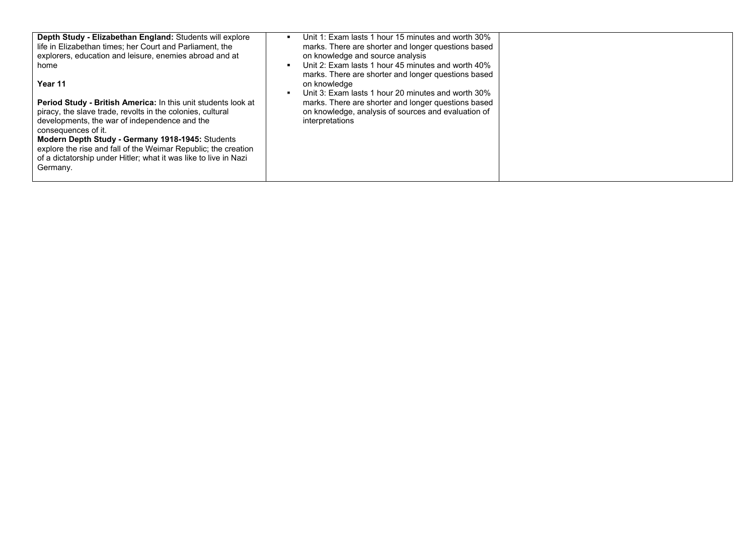| | | |
|---|---|---|
| **Depth Study - Elizabethan England:** Students will explore life in Elizabethan times; her Court and Parliament, the explorers, education and leisure, enemies abroad and at home<br><br>**Year 11**<br><br>**Period Study - British America:** In this unit students look at piracy, the slave trade, revolts in the colonies, cultural developments, the war of independence and the consequences of it.<br>**Modern Depth Study - Germany 1918-1945:** Students explore the rise and fall of the Weimar Republic; the creation of a dictatorship under Hitler; what it was like to live in Nazi Germany. | ▪ Unit 1: Exam lasts 1 hour 15 minutes and worth 30% marks. There are shorter and longer questions based on knowledge and source analysis<br>▪ Unit 2: Exam lasts 1 hour 45 minutes and worth 40% marks. There are shorter and longer questions based on knowledge<br>▪ Unit 3: Exam lasts 1 hour 20 minutes and worth 30% marks. There are shorter and longer questions based on knowledge, analysis of sources and evaluation of interpretations | |